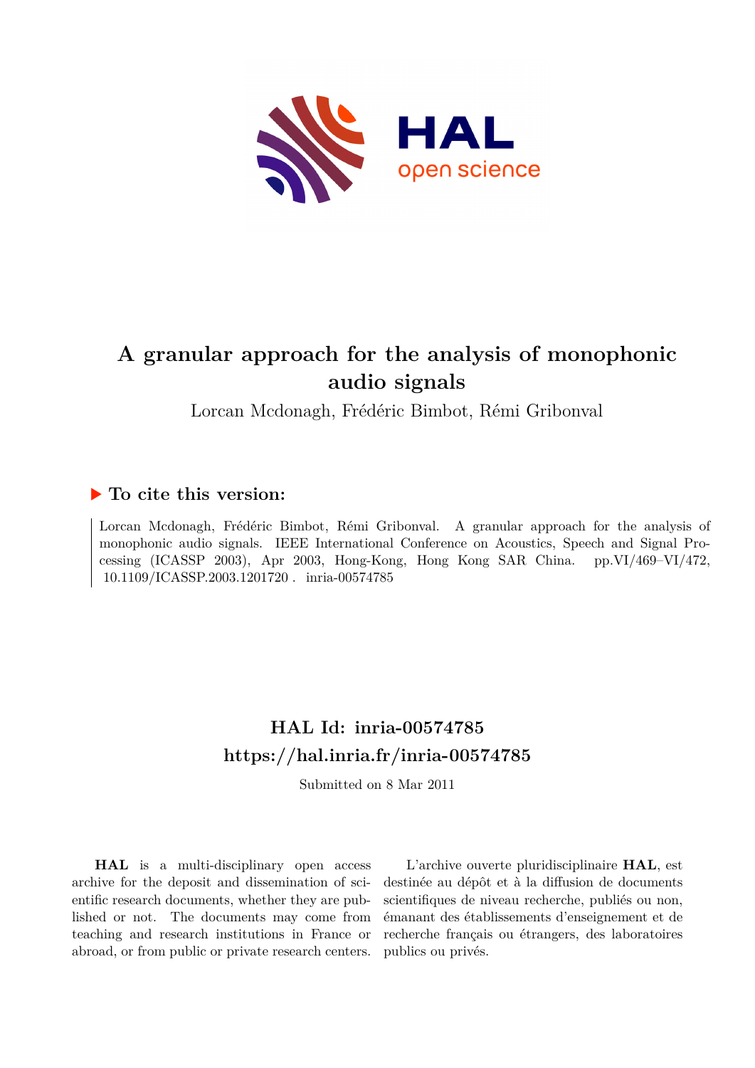# A granular approach for the analysis of monophonic audio signals

Lorcan Mcdonagh, Frédéric Bimbot, Rémi Gribonval

## ▶ To cite this version:

Lorcan Mcdonagh, Frédéric Bimbot, Rémi Gribonval. A granular approach for the analysis of monophonic audio signals. IEEE International Conference on Acoustics, Speech and Signal Processing (ICASSP 2003), Apr 2003, Hong-Kong, Hong Kong SAR China. pp.VI/469–VI/472, 10.1109/ICASSP.2003.1201720 . inria-00574785

## HAL Id: inria-00574785

## https://hal.inria.fr/inria-00574785

Submitted on 8 Mar 2011

**HAL** is a multi-disciplinary open access archive for the deposit and dissemination of scientific research documents, whether they are published or not. The documents may come from teaching and research institutions in France or abroad, or from public or private research centers.

L'archive ouverte pluridisciplinaire **HAL**, est destinée au dépôt et à la diffusion de documents scientifiques de niveau recherche, publiés ou non, émanant des établissements d'enseignement et de recherche français ou étrangers, des laboratoires publics ou privés.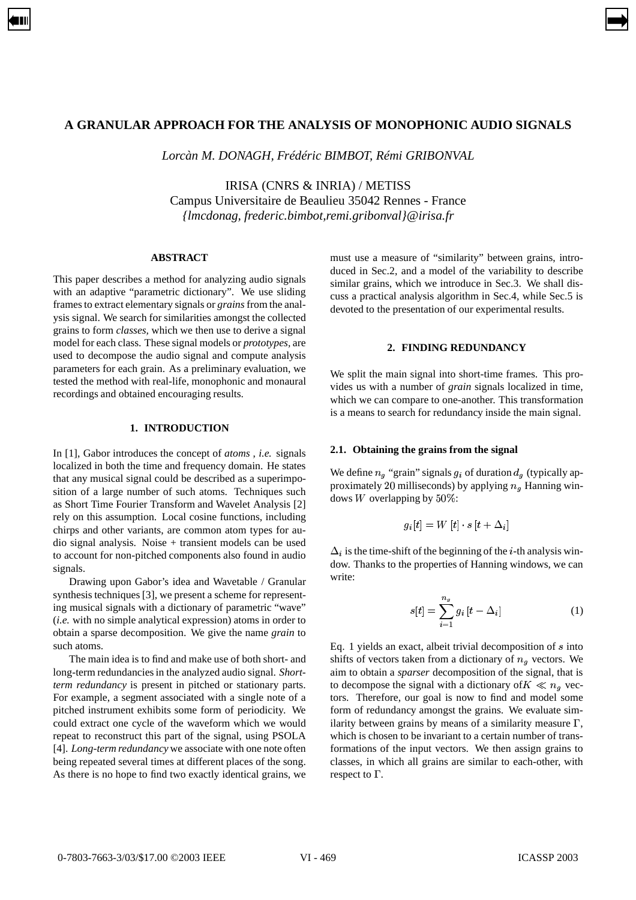# A GRANULAR APPROACH FOR THE ANALYSIS OF MONOPHONIC AUDIO SIGNALS

*Lorcàn M. DONAGH, Frédéric BIMBOT, Rémi GRIBONVAL*

IRISA (CNRS & INRIA) / METISS
Campus Universitaire de Beaulieu 35042 Rennes - France
*{lmcdonag, frederic.bimbot,remi.gribonval}@irisa.fr*

## ABSTRACT

This paper describes a method for analyzing audio signals with an adaptive "parametric dictionary". We use sliding frames to extract elementary signals or *grains* from the analysis signal. We search for similarities amongst the collected grains to form *classes*, which we then use to derive a signal model for each class. These signal models or *prototypes*, are used to decompose the audio signal and compute analysis parameters for each grain. As a preliminary evaluation, we tested the method with real-life, monophonic and monaural recordings and obtained encouraging results.

## 1. INTRODUCTION

In [1], Gabor introduces the concept of *atoms* , *i.e.* signals localized in both the time and frequency domain. He states that any musical signal could be described as a superimposition of a large number of such atoms. Techniques such as Short Time Fourier Transform and Wavelet Analysis [2] rely on this assumption. Local cosine functions, including chirps and other variants, are common atom types for audio signal analysis. Noise + transient models can be used to account for non-pitched components also found in audio signals.

Drawing upon Gabor's idea and Wavetable / Granular synthesis techniques [3], we present a scheme for representing musical signals with a dictionary of parametric "wave" (*i.e.* with no simple analytical expression) atoms in order to obtain a sparse decomposition. We give the name *grain* to such atoms.

The main idea is to find and make use of both short- and long-term redundancies in the analyzed audio signal. *Short-term redundancy* is present in pitched or stationary parts. For example, a segment associated with a single note of a pitched instrument exhibits some form of periodicity. We could extract one cycle of the waveform which we would repeat to reconstruct this part of the signal, using PSOLA [4]. *Long-term redundancy* we associate with one note often being repeated several times at different places of the song. As there is no hope to find two exactly identical grains, we must use a measure of "similarity" between grains, introduced in Sec.2, and a model of the variability to describe similar grains, which we introduce in Sec.3. We shall discuss a practical analysis algorithm in Sec.4, while Sec.5 is devoted to the presentation of our experimental results.

## 2. FINDING REDUNDANCY

We split the main signal into short-time frames. This provides us with a number of *grain* signals localized in time, which we can compare to one-another. This transformation is a means to search for redundancy inside the main signal.

### 2.1. Obtaining the grains from the signal

We define $n_g$ "grain" signals $g_i$ of duration $d_g$ (typically approximately $20$ milliseconds) by applying $n_g$ Hanning windows $W$ overlapping by $50\%$:

$$g_i[t] = W[t] \cdot s[t + \Delta_i]$$

$\Delta_i$ is the time-shift of the beginning of the $i$-th analysis window. Thanks to the properties of Hanning windows, we can write:

$$s[t] = \sum_{i=1}^{n_g} g_i[t - \Delta_i] \tag{1}$$

Eq. 1 yields an exact, albeit trivial decomposition of $s$ into shifts of vectors taken from a dictionary of $n_g$ vectors. We aim to obtain a *sparser* decomposition of the signal, that is to decompose the signal with a dictionary of $K \ll n_g$ vectors. Therefore, our goal is now to find and model some form of redundancy amongst the grains. We evaluate similarity between grains by means of a similarity measure $\Gamma$, which is chosen to be invariant to a certain number of transformations of the input vectors. We then assign grains to classes, in which all grains are similar to each-other, with respect to $\Gamma$.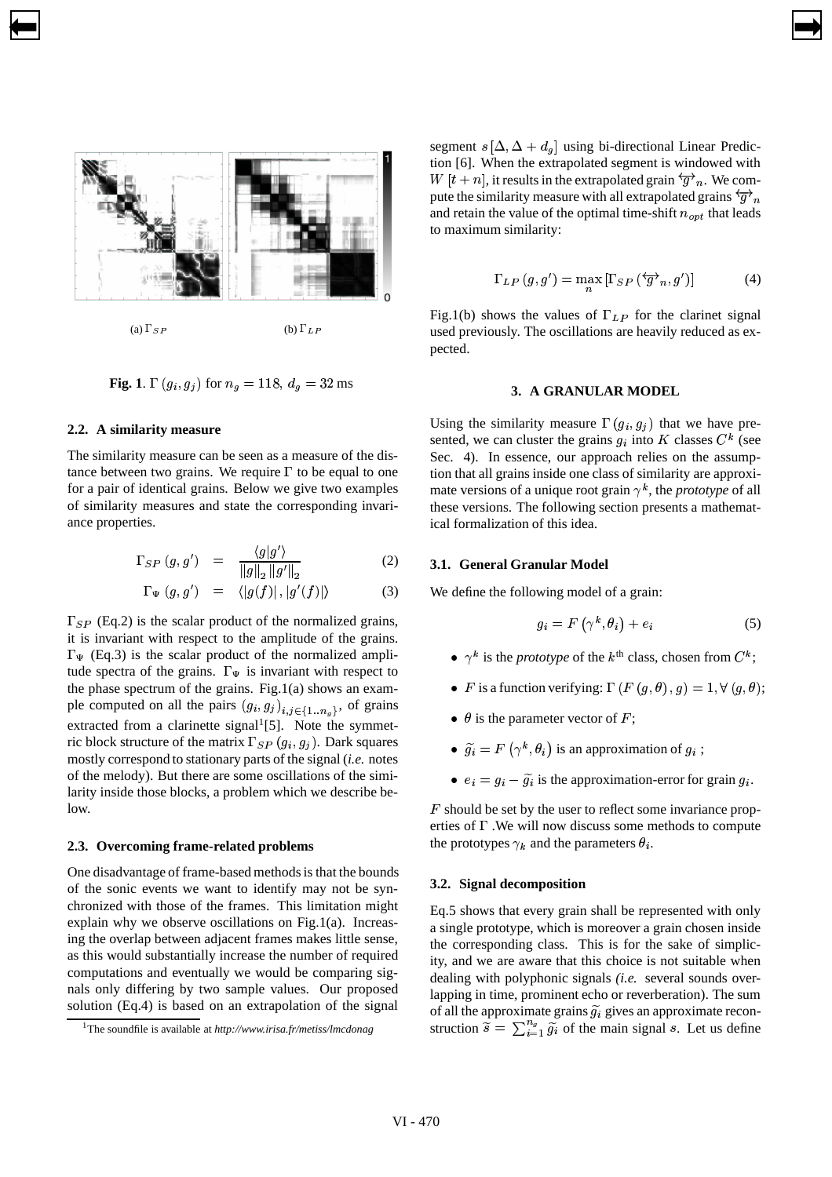(a) $\Gamma_{SP}$ (b) $\Gamma_{LP}$

**Fig. 1**. $\Gamma(g_i, g_j)$ for $n_g = 118$, $d_g = 32$ ms

### 2.2. A similarity measure

The similarity measure can be seen as a measure of the distance between two grains. We require $\Gamma$ to be equal to one for a pair of identical grains. Below we give two examples of similarity measures and state the corresponding invariance properties.

$$\Gamma_{SP}(g, g') = \frac{\langle g | g' \rangle}{\|g\|_2 \|g'\|_2} \quad (2)$$

$$\Gamma_{\Psi}(g, g') = \langle |g(f)|, |g'(f)| \rangle \quad (3)$$

$\Gamma_{SP}$ (Eq.2) is the scalar product of the normalized grains, it is invariant with respect to the amplitude of the grains. $\Gamma_{\Psi}$ (Eq.3) is the scalar product of the normalized amplitude spectra of the grains. $\Gamma_{\Psi}$ is invariant with respect to the phase spectrum of the grains. Fig.1(a) shows an example computed on all the pairs $(g_i, g_j)_{i,j \in \{1..n_g\}}$, of grains extracted from a clarinette signal[1][5]. Note the symmetric block structure of the matrix $\Gamma_{SP}(g_i, g_j)$. Dark squares mostly correspond to stationary parts of the signal (*i.e.* notes of the melody). But there are some oscillations of the similarity inside those blocks, a problem which we describe below.

### 2.3. Overcoming frame-related problems

One disadvantage of frame-based methods is that the bounds of the sonic events we want to identify may not be synchronized with those of the frames. This limitation might explain why we observe oscillations on Fig.1(a). Increasing the overlap between adjacent frames makes little sense, as this would substantially increase the number of required computations and eventually we would be comparing signals only differing by two sample values. Our proposed solution (Eq.4) is based on an extrapolation of the signal segment $s[\Delta, \Delta + d_g]$ using bi-directional Linear Prediction [6]. When the extrapolated segment is windowed with $W[t+n]$, it results in the extrapolated grain $\overleftrightarrow{g}_n$. We compute the similarity measure with all extrapolated grains $\overleftrightarrow{g}_n$ and retain the value of the optimal time-shift $n_{opt}$ that leads to maximum similarity:

$$\Gamma_{LP}(g, g') = \max_n \left[ \Gamma_{SP}(\overleftrightarrow{g}_n, g') \right] \quad (4)$$

Fig.1(b) shows the values of $\Gamma_{LP}$ for the clarinet signal used previously. The oscillations are heavily reduced as expected.

## 3. A GRANULAR MODEL

Using the similarity measure $\Gamma(g_i, g_j)$ that we have presented, we can cluster the grains $g_i$ into $K$ classes $C^k$ (see Sec. 4). In essence, our approach relies on the assumption that all grains inside one class of similarity are approximate versions of a unique root grain $\gamma^k$, the *prototype* of all these versions. The following section presents a mathematical formalization of this idea.

### 3.1. General Granular Model

We define the following model of a grain:

$$g_i = F(\gamma^k, \theta_i) + e_i \quad (5)$$

- $\gamma^k$ is the *prototype* of the $k^{\text{th}}$ class, chosen from $C^k$;
- $F$ is a function verifying: $\Gamma(F(g, \theta), g) = 1, \forall (g, \theta)$;
- $\theta$ is the parameter vector of $F$;
- $\widetilde{g}_i = F(\gamma^k, \theta_i)$ is an approximation of $g_i$ ;
- $e_i = g_i - \widetilde{g}_i$ is the approximation-error for grain $g_i$.

$F$ should be set by the user to reflect some invariance properties of $\Gamma$ .We will now discuss some methods to compute the prototypes $\gamma_k$ and the parameters $\theta_i$.

### 3.2. Signal decomposition

Eq.5 shows that every grain shall be represented with only a single prototype, which is moreover a grain chosen inside the corresponding class. This is for the sake of simplicity, and we are aware that this choice is not suitable when dealing with polyphonic signals *(i.e.* several sounds overlapping in time, prominent echo or reverberation). The sum of all the approximate grains $\widetilde{g}_i$ gives an approximate reconstruction $\widetilde{s} = \sum_{i=1}^{n_g} \widetilde{g}_i$ of the main signal $s$. Let us define

[1] The soundfile is available at *http://www.irisa.fr/metiss/lmcdonag*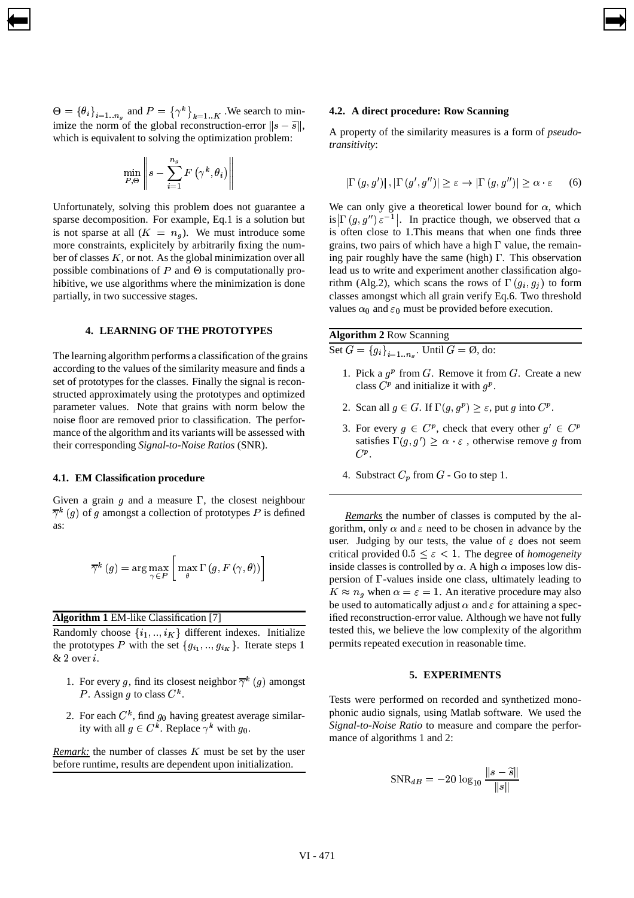$\Theta = \{\theta_i\}_{i=1..n_g}$ and $P = \{\gamma^k\}_{k=1..K}$ .We search to minimize the norm of the global reconstruction-error $\|s - \widetilde{s}\|$, which is equivalent to solving the optimization problem:

$$\min_{P,\Theta} \left\| s - \sum_{i=1}^{n_g} F\left(\gamma^k, \theta_i\right) \right\|$$

Unfortunately, solving this problem does not guarantee a sparse decomposition. For example, Eq.1 is a solution but is not sparse at all ($K = n_g$). We must introduce some more constraints, explicitely by arbitrarily fixing the number of classes $K$, or not. As the global minimization over all possible combinations of $P$ and $\Theta$ is computationally prohibitive, we use algorithms where the minimization is done partially, in two successive stages.

## 4. LEARNING OF THE PROTOTYPES

The learning algorithm performs a classification of the grains according to the values of the similarity measure and finds a set of prototypes for the classes. Finally the signal is reconstructed approximately using the prototypes and optimized parameter values. Note that grains with norm below the noise floor are removed prior to classification. The performance of the algorithm and its variants will be assessed with their corresponding *Signal-to-Noise Ratios* (SNR).

### 4.1. EM Classification procedure

Given a grain $g$ and a measure $\Gamma$, the closest neighbour $\overline{\gamma}^k(g)$ of $g$ amongst a collection of prototypes $P$ is defined as:

$$\overline{\gamma}^k(g) = \arg\max_{\gamma \in P} \left[ \max_{\theta} \Gamma(g, F(\gamma, \theta)) \right]$$

**Algorithm 1** EM-like Classification [7]

Randomly choose $\{i_1, .., i_K\}$ different indexes. Initialize the prototypes $P$ with the set $\{g_{i_1}, .., g_{i_K}\}$. Iterate steps 1 & 2 over $i$.

1. For every $g$, find its closest neighbor $\overline{\gamma}^k(g)$ amongst $P$. Assign $g$ to class $C^k$.
2. For each $C^k$, find $g_0$ having greatest average similarity with all $g \in C^k$. Replace $\gamma^k$ with $g_0$.

*Remark:* the number of classes $K$ must be set by the user before runtime, results are dependent upon initialization.

### 4.2. A direct procedure: Row Scanning

A property of the similarity measures is a form of *pseudo-transitivity*:

$$|\Gamma(g, g')|, |\Gamma(g', g'')| \geq \varepsilon \rightarrow |\Gamma(g, g'')| \geq \alpha \cdot \varepsilon \qquad (6)$$

We can only give a theoretical lower bound for $\alpha$, which is $\left|\Gamma(g, g'')\varepsilon^{-1}\right|$. In practice though, we observed that $\alpha$ is often close to 1.This means that when one finds three grains, two pairs of which have a high $\Gamma$ value, the remaining pair roughly have the same (high) $\Gamma$. This observation lead us to write and experiment another classification algorithm (Alg.2), which scans the rows of $\Gamma(g_i, g_j)$ to form classes amongst which all grain verify Eq.6. Two threshold values $\alpha_0$ and $\varepsilon_0$ must be provided before execution.

**Algorithm 2** Row Scanning

Set $G = \{g_i\}_{i=1..n_g}$. Until $G = \emptyset$, do:

1. Pick a $g^p$ from $G$. Remove it from $G$. Create a new class $C^p$ and initialize it with $g^p$.
2. Scan all $g \in G$. If $\Gamma(g, g^p) \geq \varepsilon$, put $g$ into $C^p$.
3. For every $g \in C^p$, check that every other $g' \in C^p$ satisfies $\Gamma(g, g') \geq \alpha \cdot \varepsilon$ , otherwise remove $g$ from $C^p$.
4. Substract $C_p$ from $G$ - Go to step 1.

*Remarks* the number of classes is computed by the algorithm, only $\alpha$ and $\varepsilon$ need to be chosen in advance by the user. Judging by our tests, the value of $\varepsilon$ does not seem critical provided $0.5 \leq \varepsilon < 1$. The degree of *homogeneity* inside classes is controlled by $\alpha$. A high $\alpha$ imposes low dispersion of $\Gamma$-values inside one class, ultimately leading to $K \approx n_g$ when $\alpha = \varepsilon = 1$. An iterative procedure may also be used to automatically adjust $\alpha$ and $\varepsilon$ for attaining a specified reconstruction-error value. Although we have not fully tested this, we believe the low complexity of the algorithm permits repeated execution in reasonable time.

## 5. EXPERIMENTS

Tests were performed on recorded and synthetized monophonic audio signals, using Matlab software. We used the *Signal-to-Noise Ratio* to measure and compare the performance of algorithms 1 and 2:

$$\text{SNR}_{dB} = -20 \log_{10} \frac{\|s - \widetilde{s}\|}{\|s\|}$$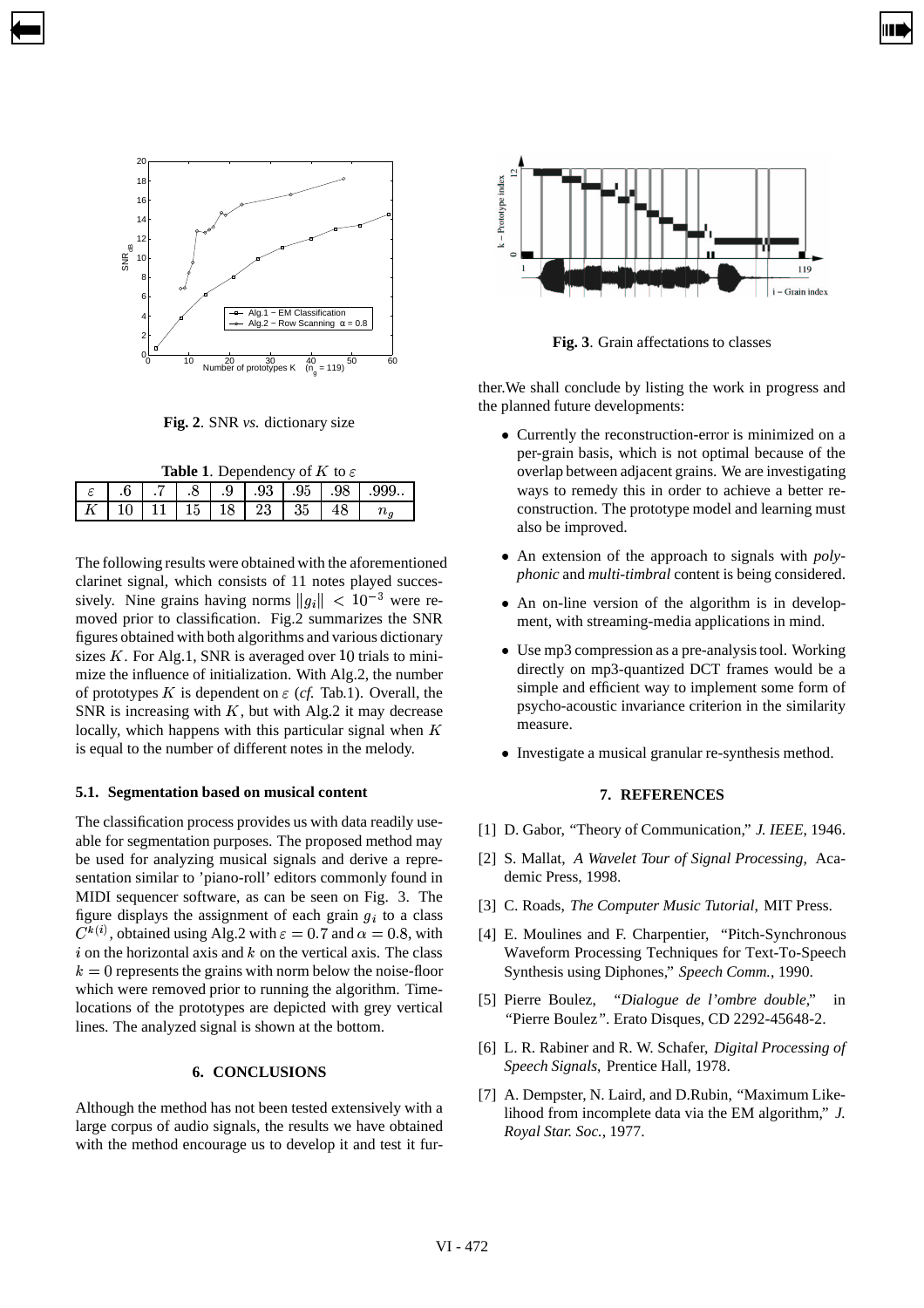20
18
16
14
12
10
8
6
4
2
0
0 10 20 30 40 50 60
$SNR_{dB}$
Number of prototypes K ($n_g$ = 119)
Alg.1 − EM Classification
Alg.2 − Row Scanning α = 0.8

**Fig. 2**. SNR *vs.* dictionary size

**Table 1**. Dependency of $K$ to $\varepsilon$

| | | | | | | | |
|---|---|---|---|---|---|---|---|
| $\varepsilon$ | .6 | .7 | .8 | .9 | .93 | .95 | .98 | .999.. |
| $K$ | 10 | 11 | 15 | 18 | 23 | 35 | 48 | $n_g$ |

The following results were obtained with the aforementioned clarinet signal, which consists of 11 notes played successively. Nine grains having norms $\|g_i\| < 10^{-3}$ were removed prior to classification. Fig.2 summarizes the SNR figures obtained with both algorithms and various dictionary sizes $K$. For Alg.1, SNR is averaged over 10 trials to minimize the influence of initialization. With Alg.2, the number of prototypes $K$ is dependent on $\varepsilon$ (*cf.* Tab.1). Overall, the SNR is increasing with $K$, but with Alg.2 it may decrease locally, which happens with this particular signal when $K$ is equal to the number of different notes in the melody.

### 5.1. Segmentation based on musical content

The classification process provides us with data readily useable for segmentation purposes. The proposed method may be used for analyzing musical signals and derive a representation similar to 'piano-roll' editors commonly found in MIDI sequencer software, as can be seen on Fig. 3. The figure displays the assignment of each grain $g_i$ to a class $C^{k(i)}$, obtained using Alg.2 with $\varepsilon = 0.7$ and $\alpha = 0.8$, with $i$ on the horizontal axis and $k$ on the vertical axis. The class $k = 0$ represents the grains with norm below the noise-floor which were removed prior to running the algorithm. Time-locations of the prototypes are depicted with grey vertical lines. The analyzed signal is shown at the bottom.

## 6. CONCLUSIONS

Although the method has not been tested extensively with a large corpus of audio signals, the results we have obtained with the method encourage us to develop it and test it further.We shall conclude by listing the work in progress and the planned future developments:

- Currently the reconstruction-error is minimized on a per-grain basis, which is not optimal because of the overlap between adjacent grains. We are investigating ways to remedy this in order to achieve a better reconstruction. The prototype model and learning must also be improved.
- An extension of the approach to signals with *polyphonic* and *multi-timbral* content is being considered.
- An on-line version of the algorithm is in development, with streaming-media applications in mind.
- Use mp3 compression as a pre-analysis tool. Working directly on mp3-quantized DCT frames would be a simple and efficient way to implement some form of psycho-acoustic invariance criterion in the similarity measure.
- Investigate a musical granular re-synthesis method.

k − Prototype index
12
0
1
119
i − Grain index

**Fig. 3**. Grain affectations to classes

## 7. REFERENCES

[1] D. Gabor, "Theory of Communication," *J. IEEE*, 1946.

[2] S. Mallat, *A Wavelet Tour of Signal Processing*, Academic Press, 1998.

[3] C. Roads, *The Computer Music Tutorial*, MIT Press.

[4] E. Moulines and F. Charpentier, "Pitch-Synchronous Waveform Processing Techniques for Text-To-Speech Synthesis using Diphones," *Speech Comm.*, 1990.

[5] Pierre Boulez, *"Dialogue de l'ombre double*," in "Pierre Boulez". Erato Disques, CD 2292-45648-2.

[6] L. R. Rabiner and R. W. Schafer, *Digital Processing of Speech Signals*, Prentice Hall, 1978.

[7] A. Dempster, N. Laird, and D.Rubin, "Maximum Likelihood from incomplete data via the EM algorithm," *J. Royal Star. Soc.*, 1977.